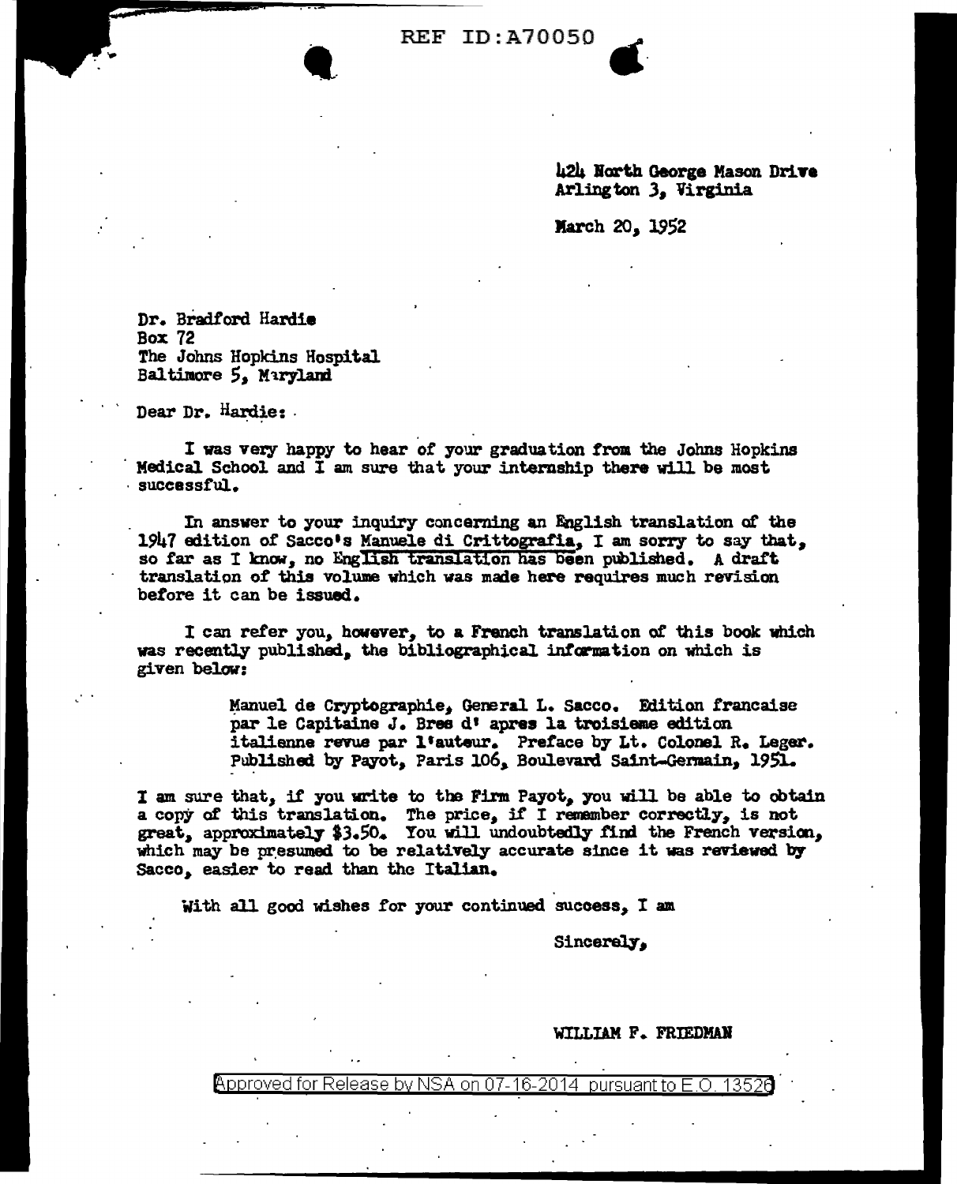REF ID:A70050

424 North George Mason Drive
Arlington 3, Virginia

March 20, 1952

Dr. Bradford Hardie
Box 72
The Johns Hopkins Hospital
Baltimore 5, Maryland

Dear Dr. Hardie:

I was very happy to hear of your graduation from the Johns Hopkins Medical School and I am sure that your internship there will be most successful.

In answer to your inquiry concerning an English translation of the 1947 edition of Sacco's Manuele di Crittografia, I am sorry to say that, so far as I know, no English translation has been published. A draft translation of this volume which was made here requires much revision before it can be issued.

I can refer you, however, to a French translation of this book which was recently published, the bibliographical information on which is given below:

> Manuel de Cryptographie, General L. Sacco. Edition francaise par le Capitaine J. Bres d' apres la troisieme edition italienne revue par l'auteur. Preface by Lt. Colonel R. Leger. Published by Payot, Paris 106, Boulevard Saint-Germain, 1951.

I am sure that, if you write to the Firm Payot, you will be able to obtain a copy of this translation. The price, if I remember correctly, is not great, approximately $3.50. You will undoubtedly find the French version, which may be presumed to be relatively accurate since it was reviewed by Sacco, easier to read than the Italian.

With all good wishes for your continued success, I am

Sincerely,

WILLIAM F. FRIEDMAN

Approved for Release by NSA on 07-16-2014 pursuant to E.O. 13526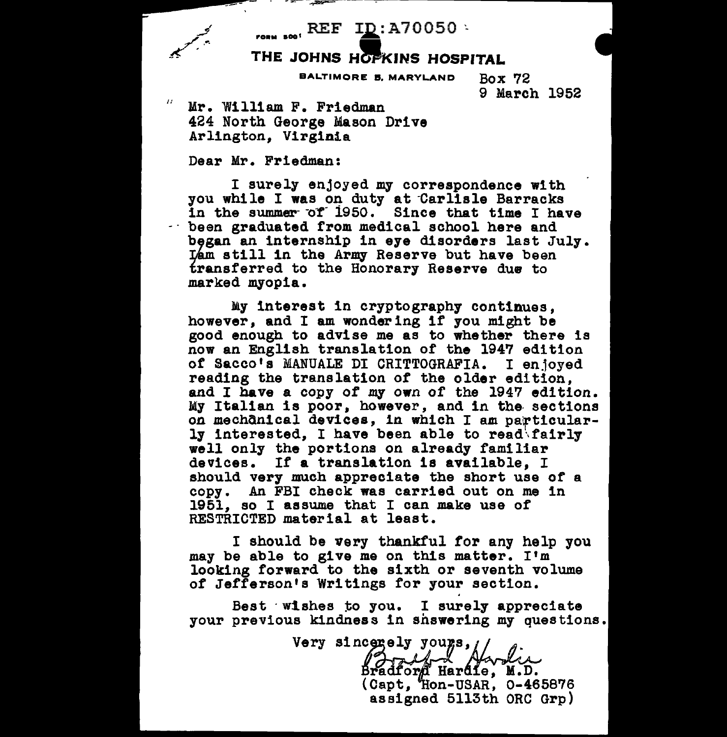REF ID:A70050

FORM 500

**THE JOHNS HOPKINS HOSPITAL**

BALTIMORE 5, MARYLAND

Box 72
9 March 1952

Mr. William F. Friedman
424 North George Mason Drive
Arlington, Virginia

Dear Mr. Friedman:

I surely enjoyed my correspondence with you while I was on duty at Carlisle Barracks in the summer of 1950. Since that time I have been graduated from medical school here and began an internship in eye disorders last July. I am still in the Army Reserve but have been transferred to the Honorary Reserve due to marked myopia.

My interest in cryptography continues, however, and I am wondering if you might be good enough to advise me as to whether there is now an English translation of the 1947 edition of Sacco's MANUALE DI CRITTOGRAFIA. I enjoyed reading the translation of the older edition, and I have a copy of my own of the 1947 edition. My Italian is poor, however, and in the sections on mechanical devices, in which I am particularly interested, I have been able to read fairly well only the portions on already familiar devices. If a translation is available, I should very much appreciate the short use of a copy. An FBI check was carried out on me in 1951, so I assume that I can make use of RESTRICTED material at least.

I should be very thankful for any help you may be able to give me on this matter. I'm looking forward to the sixth or seventh volume of Jefferson's Writings for your section.

Best wishes to you. I surely appreciate your previous kindness in answering my questions.

Very sincerely yours,

Bradford Hardie

Bradford Hardie, M.D.
(Capt, Hon-USAR, 0-465876
assigned 5113th ORC Grp)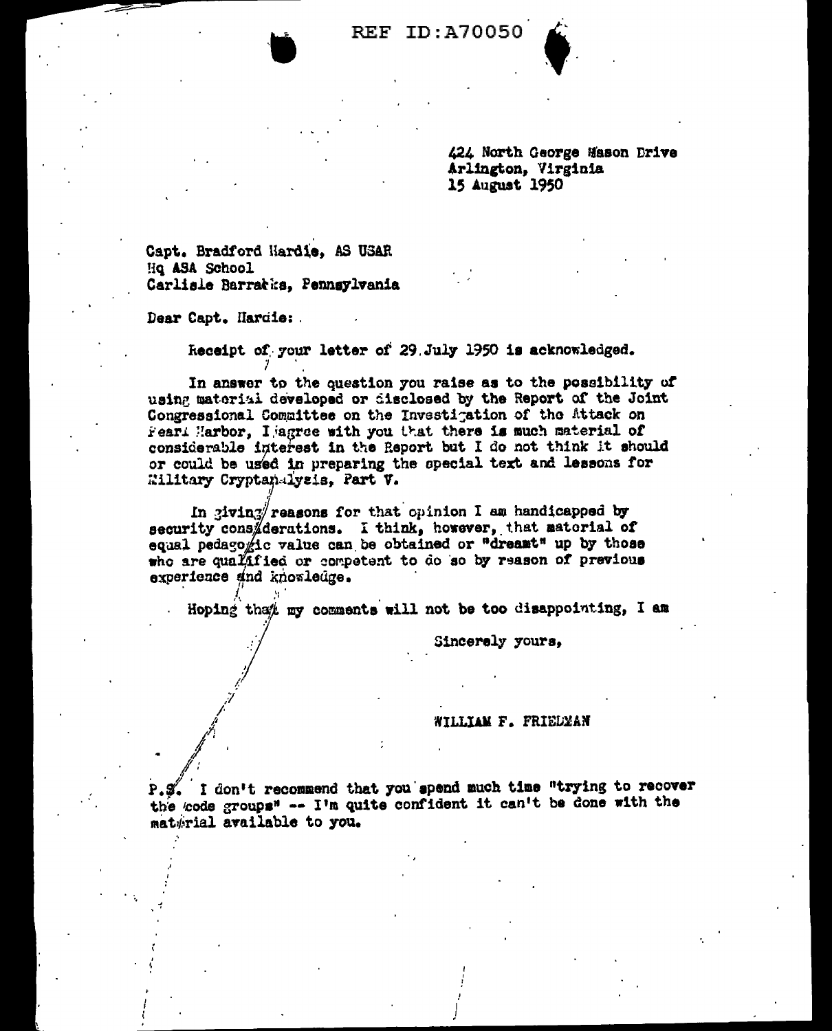REF ID:A70050

424 North George Mason Drive
Arlington, Virginia
15 August 1950

Capt. Bradford Hardie, AS USAR
Hq ASA School
Carlisle Barracks, Pennsylvania

Dear Capt. Hardie:

Receipt of your letter of 29 July 1950 is acknowledged.

In answer to the question you raise as to the possibility of using material developed or disclosed by the Report of the Joint Congressional Committee on the Investigation of the Attack on Pearl Harbor, I agree with you that there is much material of considerable interest in the Report but I do not think it should or could be used in preparing the special text and lessons for Military Cryptanalysis, Part V.

In giving reasons for that opinion I am handicapped by security considerations. I think, however, that material of equal pedagogic value can be obtained or "dreamt" up by those who are qualified or competent to do so by reason of previous experience and knowledge.

Hoping that my comments will not be too disappointing, I am

Sincerely yours,

WILLIAM F. FRIEDMAN

P.S. I don't recommend that you spend much time "trying to recover the code groups" -- I'm quite confident it can't be done with the material available to you.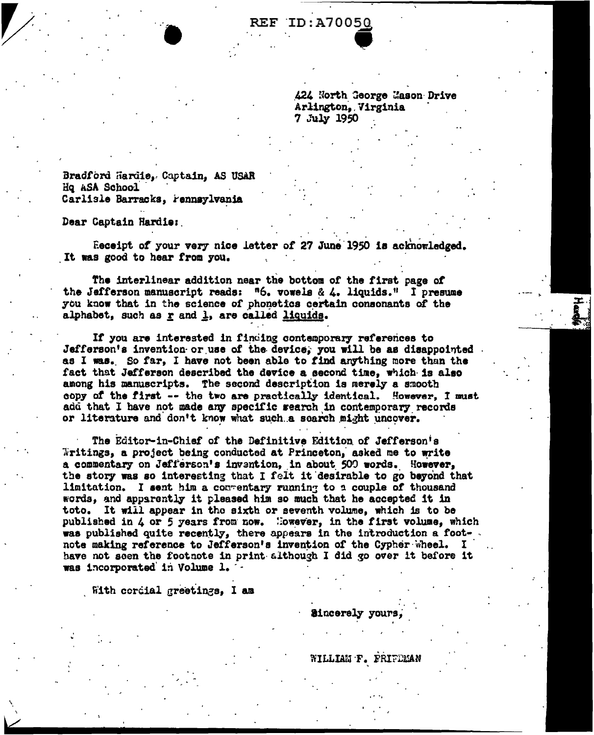REF ID:A70050

424 North George Mason Drive
Arlington, Virginia
7 July 1950

Bradford Hardie, Captain, AS USAR
Hq ASA School
Carlisle Barracks, Pennsylvania

Dear Captain Hardie:

Receipt of your very nice letter of 27 June 1950 is acknowledged. It was good to hear from you.

The interlinear addition near the bottom of the first page of the Jefferson manuscript reads: "6. vowels & 4. liquids." I presume you know that in the science of phonetics certain consonants of the alphabet, such as r and l, are called liquids.

If you are interested in finding contemporary references to Jefferson's invention or use of the device, you will be as disappointed as I was. So far, I have not been able to find anything more than the fact that Jefferson described the device a second time, which is also among his manuscripts. The second description is merely a smooth copy of the first -- the two are practically identical. However, I must add that I have not made any specific search in contemporary records or literature and don't know what such a search might uncover.

The Editor-in-Chief of the Definitive Edition of Jefferson's Writings, a project being conducted at Princeton, asked me to write a commentary on Jefferson's invention, in about 500 words. However, the story was so interesting that I felt it desirable to go beyond that limitation. I sent him a commentary running to a couple of thousand words, and apparently it pleased him so much that he accepted it in toto. It will appear in the sixth or seventh volume, which is to be published in 4 or 5 years from now. However, in the first volume, which was published quite recently, there appears in the introduction a footnote making reference to Jefferson's invention of the Cypher Wheel. I have not seen the footnote in print although I did go over it before it was incorporated in Volume 1.

With cordial greetings, I am

Sincerely yours,

WILLIAM F. FRIEDMAN